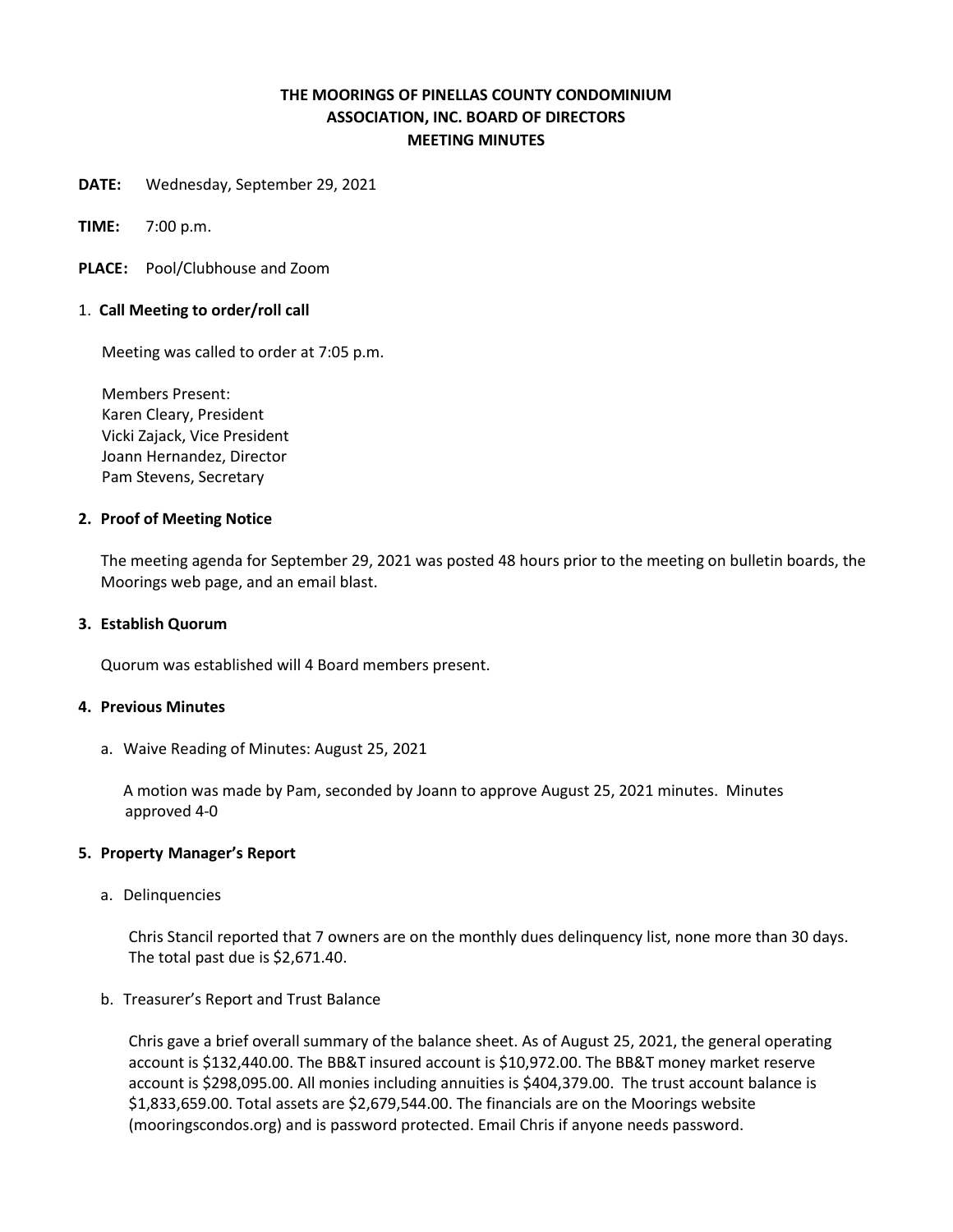# THE MOORINGS OF PINELLAS COUNTY CONDOMINIUM ASSOCIATION, INC. BOARD OF DIRECTORS MEETING MINUTES

**DATE:** Wednesday, September 29, 2021

**TIME:** 7:00 p.m.

**PLACE:** Pool/Clubhouse and Zoom

## 1. Call Meeting to order/roll call

Meeting was called to order at 7:05 p.m.

Members Present:
Karen Cleary, President
Vicki Zajack, Vice President
Joann Hernandez, Director
Pam Stevens, Secretary

## 2. Proof of Meeting Notice

The meeting agenda for September 29, 2021 was posted 48 hours prior to the meeting on bulletin boards, the Moorings web page, and an email blast.

## 3. Establish Quorum

Quorum was established will 4 Board members present.

## 4. Previous Minutes

a. Waive Reading of Minutes: August 25, 2021

A motion was made by Pam, seconded by Joann to approve August 25, 2021 minutes. Minutes approved 4-0

## 5. Property Manager's Report

a. Delinquencies

Chris Stancil reported that 7 owners are on the monthly dues delinquency list, none more than 30 days. The total past due is $2,671.40.

b. Treasurer's Report and Trust Balance

Chris gave a brief overall summary of the balance sheet. As of August 25, 2021, the general operating account is $132,440.00. The BB&T insured account is $10,972.00. The BB&T money market reserve account is $298,095.00. All monies including annuities is $404,379.00. The trust account balance is $1,833,659.00. Total assets are $2,679,544.00. The financials are on the Moorings website (mooringscondos.org) and is password protected. Email Chris if anyone needs password.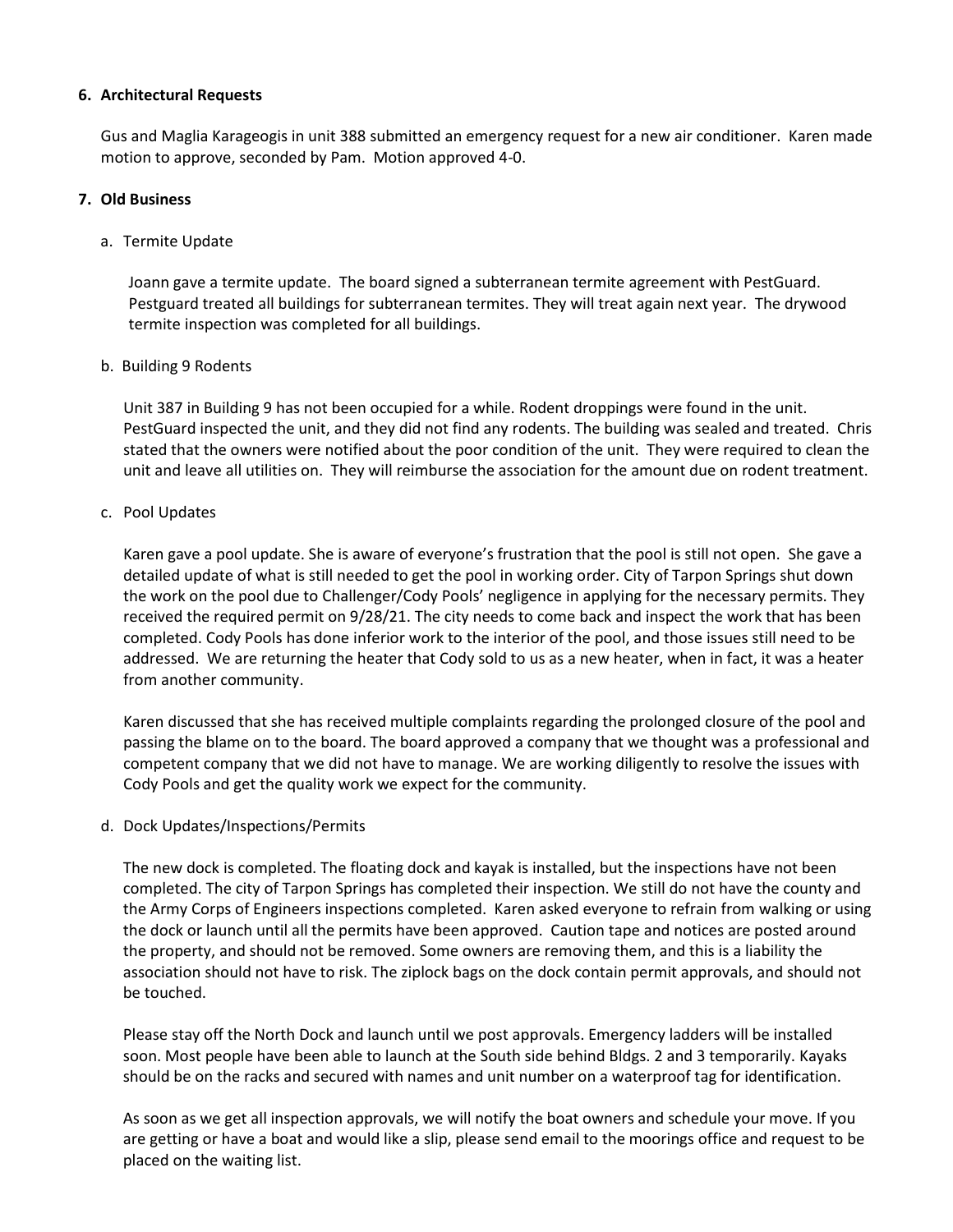## 6. Architectural Requests

Gus and Maglia Karageogis in unit 388 submitted an emergency request for a new air conditioner. Karen made motion to approve, seconded by Pam. Motion approved 4-0.

## 7. Old Business

### a. Termite Update

Joann gave a termite update. The board signed a subterranean termite agreement with PestGuard. Pestguard treated all buildings for subterranean termites. They will treat again next year. The drywood termite inspection was completed for all buildings.

### b. Building 9 Rodents

Unit 387 in Building 9 has not been occupied for a while. Rodent droppings were found in the unit. PestGuard inspected the unit, and they did not find any rodents. The building was sealed and treated. Chris stated that the owners were notified about the poor condition of the unit. They were required to clean the unit and leave all utilities on. They will reimburse the association for the amount due on rodent treatment.

### c. Pool Updates

Karen gave a pool update. She is aware of everyone's frustration that the pool is still not open. She gave a detailed update of what is still needed to get the pool in working order. City of Tarpon Springs shut down the work on the pool due to Challenger/Cody Pools' negligence in applying for the necessary permits. They received the required permit on 9/28/21. The city needs to come back and inspect the work that has been completed. Cody Pools has done inferior work to the interior of the pool, and those issues still need to be addressed. We are returning the heater that Cody sold to us as a new heater, when in fact, it was a heater from another community.

Karen discussed that she has received multiple complaints regarding the prolonged closure of the pool and passing the blame on to the board. The board approved a company that we thought was a professional and competent company that we did not have to manage. We are working diligently to resolve the issues with Cody Pools and get the quality work we expect for the community.

### d. Dock Updates/Inspections/Permits

The new dock is completed. The floating dock and kayak is installed, but the inspections have not been completed. The city of Tarpon Springs has completed their inspection. We still do not have the county and the Army Corps of Engineers inspections completed. Karen asked everyone to refrain from walking or using the dock or launch until all the permits have been approved. Caution tape and notices are posted around the property, and should not be removed. Some owners are removing them, and this is a liability the association should not have to risk. The ziplock bags on the dock contain permit approvals, and should not be touched.

Please stay off the North Dock and launch until we post approvals. Emergency ladders will be installed soon. Most people have been able to launch at the South side behind Bldgs. 2 and 3 temporarily. Kayaks should be on the racks and secured with names and unit number on a waterproof tag for identification.

As soon as we get all inspection approvals, we will notify the boat owners and schedule your move. If you are getting or have a boat and would like a slip, please send email to the moorings office and request to be placed on the waiting list.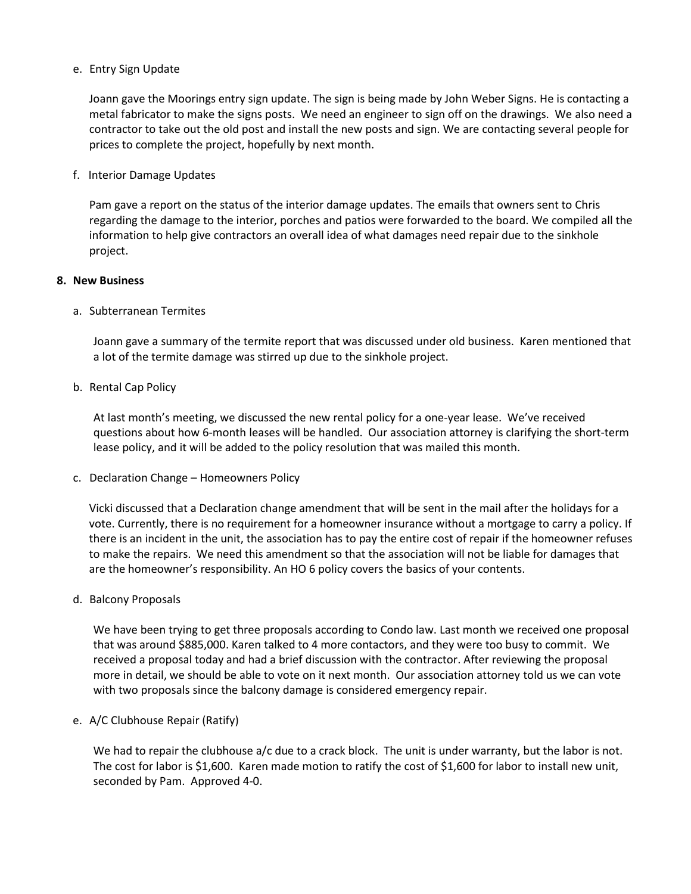e. Entry Sign Update

Joann gave the Moorings entry sign update. The sign is being made by John Weber Signs. He is contacting a metal fabricator to make the signs posts. We need an engineer to sign off on the drawings. We also need a contractor to take out the old post and install the new posts and sign. We are contacting several people for prices to complete the project, hopefully by next month.

f. Interior Damage Updates

Pam gave a report on the status of the interior damage updates. The emails that owners sent to Chris regarding the damage to the interior, porches and patios were forwarded to the board. We compiled all the information to help give contractors an overall idea of what damages need repair due to the sinkhole project.

**8. New Business**

a. Subterranean Termites

Joann gave a summary of the termite report that was discussed under old business. Karen mentioned that a lot of the termite damage was stirred up due to the sinkhole project.

b. Rental Cap Policy

At last month's meeting, we discussed the new rental policy for a one-year lease. We've received questions about how 6-month leases will be handled. Our association attorney is clarifying the short-term lease policy, and it will be added to the policy resolution that was mailed this month.

c. Declaration Change – Homeowners Policy

Vicki discussed that a Declaration change amendment that will be sent in the mail after the holidays for a vote. Currently, there is no requirement for a homeowner insurance without a mortgage to carry a policy. If there is an incident in the unit, the association has to pay the entire cost of repair if the homeowner refuses to make the repairs. We need this amendment so that the association will not be liable for damages that are the homeowner's responsibility. An HO 6 policy covers the basics of your contents.

d. Balcony Proposals

We have been trying to get three proposals according to Condo law. Last month we received one proposal that was around $885,000. Karen talked to 4 more contactors, and they were too busy to commit. We received a proposal today and had a brief discussion with the contractor. After reviewing the proposal more in detail, we should be able to vote on it next month. Our association attorney told us we can vote with two proposals since the balcony damage is considered emergency repair.

e. A/C Clubhouse Repair (Ratify)

We had to repair the clubhouse a/c due to a crack block. The unit is under warranty, but the labor is not. The cost for labor is $1,600. Karen made motion to ratify the cost of $1,600 for labor to install new unit, seconded by Pam. Approved 4-0.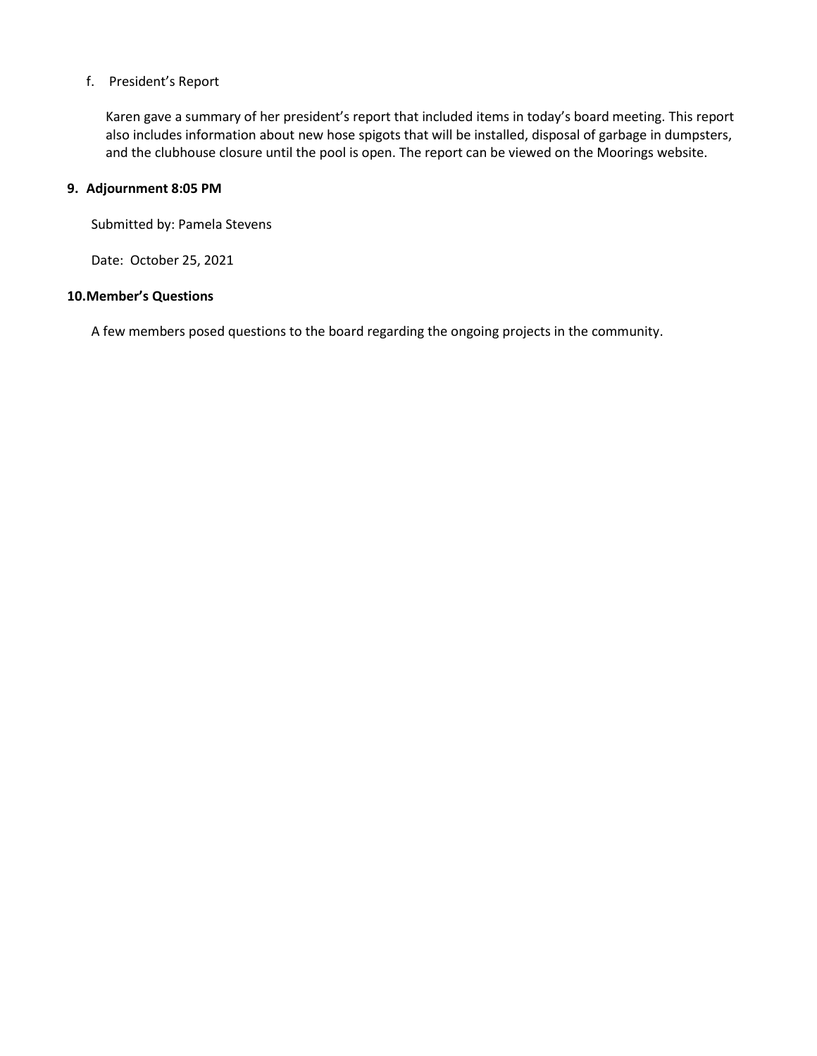f. President's Report

Karen gave a summary of her president's report that included items in today's board meeting. This report also includes information about new hose spigots that will be installed, disposal of garbage in dumpsters, and the clubhouse closure until the pool is open. The report can be viewed on the Moorings website.

**9. Adjournment 8:05 PM**

Submitted by: Pamela Stevens

Date: October 25, 2021

**10. Member's Questions**

A few members posed questions to the board regarding the ongoing projects in the community.